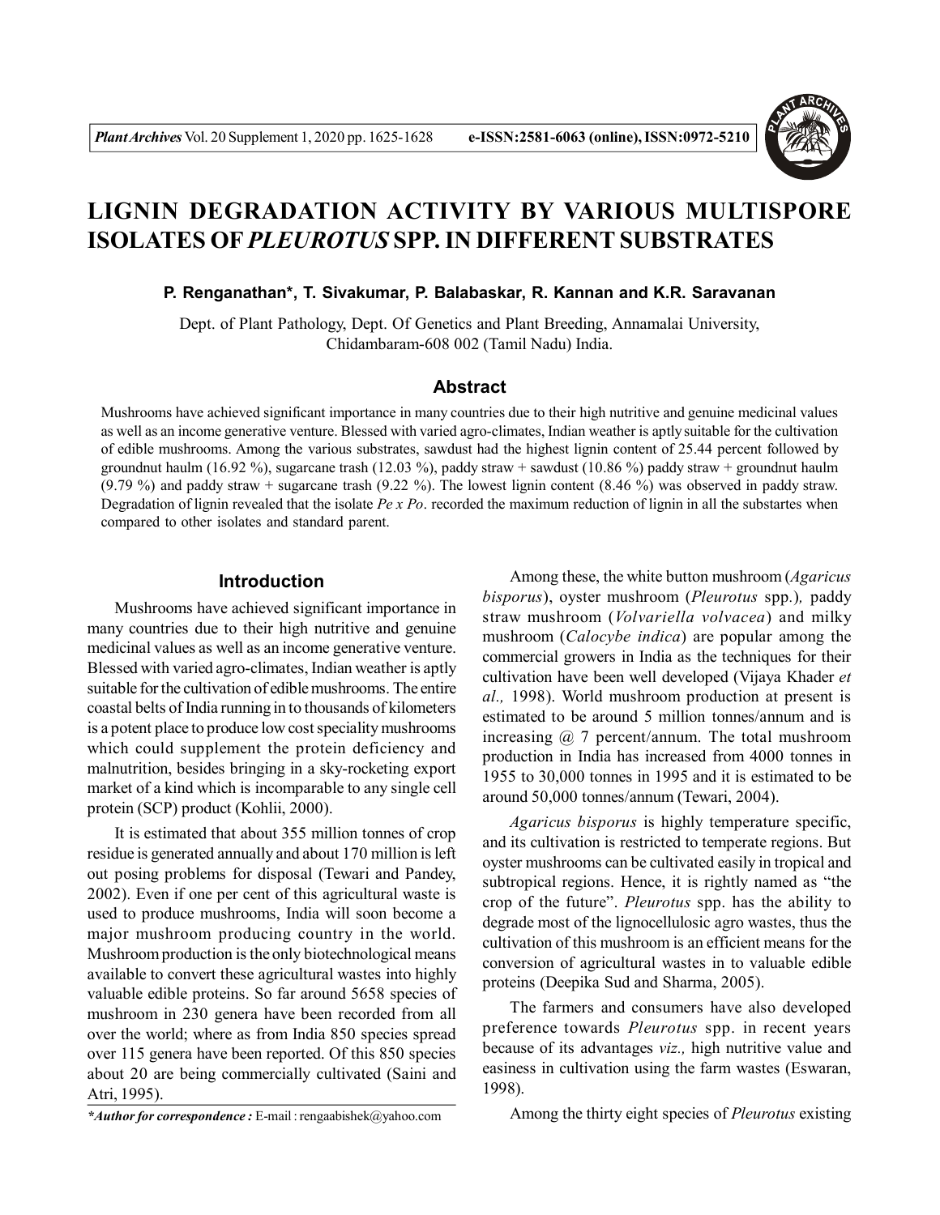# LIGNIN DEGRADATION ACTIVITY BY VARIOUS MULTISPORE ISOLATES OF *PLEUROTUS* SPP. IN DIFFERENT SUBSTRATES

**P. Renganathan\*, T. Sivakumar, P. Balabaskar, R. Kannan and K.R. Saravanan**

Dept. of Plant Pathology, Dept. Of Genetics and Plant Breeding, Annamalai University, Chidambaram-608 002 (Tamil Nadu) India.

## Abstract

Mushrooms have achieved significant importance in many countries due to their high nutritive and genuine medicinal values as well as an income generative venture. Blessed with varied agro-climates, Indian weather is aptly suitable for the cultivation of edible mushrooms. Among the various substrates, sawdust had the highest lignin content of 25.44 percent followed by groundnut haulm (16.92 %), sugarcane trash (12.03 %), paddy straw + sawdust (10.86 %) paddy straw + groundnut haulm (9.79 %) and paddy straw + sugarcane trash (9.22 %). The lowest lignin content (8.46 %) was observed in paddy straw. Degradation of lignin revealed that the isolate *Pe x Po*. recorded the maximum reduction of lignin in all the substartes when compared to other isolates and standard parent.

## Introduction

Mushrooms have achieved significant importance in many countries due to their high nutritive and genuine medicinal values as well as an income generative venture. Blessed with varied agro-climates, Indian weather is aptly suitable for the cultivation of edible mushrooms. The entire coastal belts of India running in to thousands of kilometers is a potent place to produce low cost speciality mushrooms which could supplement the protein deficiency and malnutrition, besides bringing in a sky-rocketing export market of a kind which is incomparable to any single cell protein (SCP) product (Kohlii, 2000).

It is estimated that about 355 million tonnes of crop residue is generated annually and about 170 million is left out posing problems for disposal (Tewari and Pandey, 2002). Even if one per cent of this agricultural waste is used to produce mushrooms, India will soon become a major mushroom producing country in the world. Mushroom production is the only biotechnological means available to convert these agricultural wastes into highly valuable edible proteins. So far around 5658 species of mushroom in 230 genera have been recorded from all over the world; where as from India 850 species spread over 115 genera have been reported. Of this 850 species about 20 are being commercially cultivated (Saini and Atri, 1995).

Among these, the white button mushroom (*Agaricus bisporus*), oyster mushroom (*Pleurotus* spp.), paddy straw mushroom (*Volvariella volvacea*) and milky mushroom (*Calocybe indica*) are popular among the commercial growers in India as the techniques for their cultivation have been well developed (Vijaya Khader *et al.,* 1998). World mushroom production at present is estimated to be around 5 million tonnes/annum and is increasing @ 7 percent/annum. The total mushroom production in India has increased from 4000 tonnes in 1955 to 30,000 tonnes in 1995 and it is estimated to be around 50,000 tonnes/annum (Tewari, 2004).

*Agaricus bisporus* is highly temperature specific, and its cultivation is restricted to temperate regions. But oyster mushrooms can be cultivated easily in tropical and subtropical regions. Hence, it is rightly named as "the crop of the future". *Pleurotus* spp. has the ability to degrade most of the lignocellulosic agro wastes, thus the cultivation of this mushroom is an efficient means for the conversion of agricultural wastes in to valuable edible proteins (Deepika Sud and Sharma, 2005).

The farmers and consumers have also developed preference towards *Pleurotus* spp. in recent years because of its advantages *viz.,* high nutritive value and easiness in cultivation using the farm wastes (Eswaran, 1998).

Among the thirty eight species of *Pleurotus* existing

*\*Author for correspondence :* E-mail : rengaabishek@yahoo.com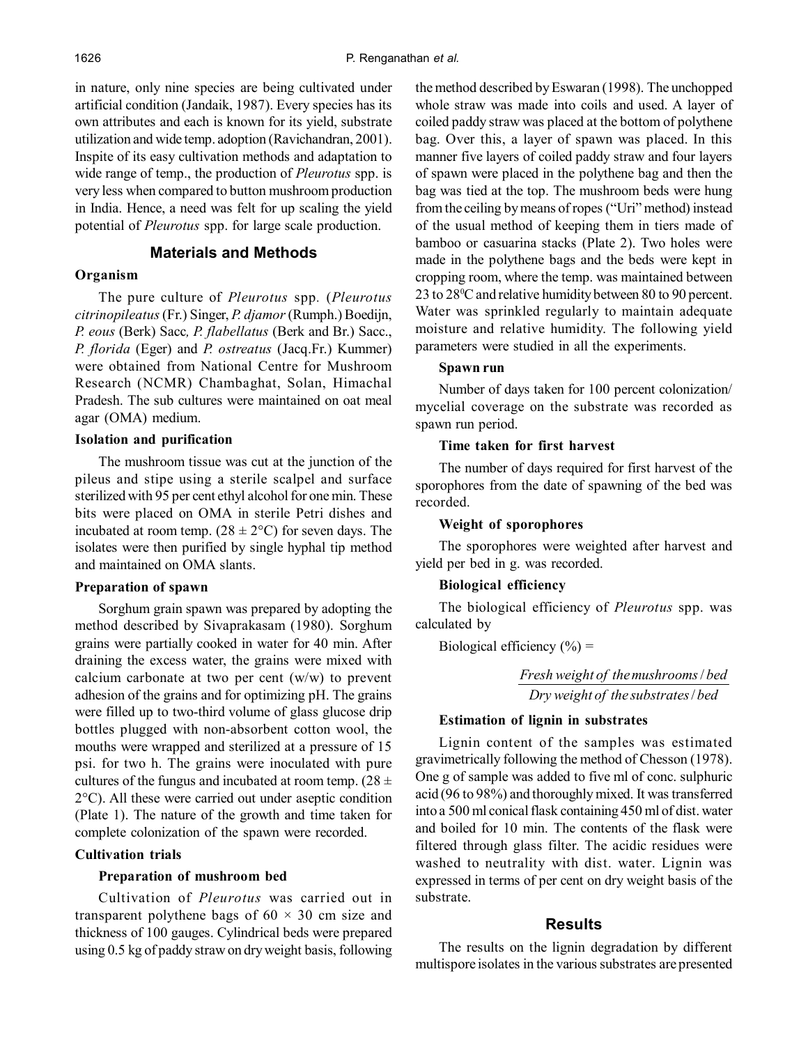in nature, only nine species are being cultivated under artificial condition (Jandaik, 1987). Every species has its own attributes and each is known for its yield, substrate utilization and wide temp. adoption (Ravichandran, 2001). Inspite of its easy cultivation methods and adaptation to wide range of temp., the production of *Pleurotus* spp. is very less when compared to button mushroom production in India. Hence, a need was felt for up scaling the yield potential of *Pleurotus* spp. for large scale production.

## Materials and Methods

### Organism

The pure culture of *Pleurotus* spp. (*Pleurotus citrinopileatus* (Fr.) Singer, *P. djamor* (Rumph.) Boedijn, *P. eous* (Berk) Sacc, *P. flabellatus* (Berk and Br.) Sacc., *P. florida* (Eger) and *P. ostreatus* (Jacq.Fr.) Kummer) were obtained from National Centre for Mushroom Research (NCMR) Chambaghat, Solan, Himachal Pradesh. The sub cultures were maintained on oat meal agar (OMA) medium.

### Isolation and purification

The mushroom tissue was cut at the junction of the pileus and stipe using a sterile scalpel and surface sterilized with 95 per cent ethyl alcohol for one min. These bits were placed on OMA in sterile Petri dishes and incubated at room temp. (28 ± 2°C) for seven days. The isolates were then purified by single hyphal tip method and maintained on OMA slants.

### Preparation of spawn

Sorghum grain spawn was prepared by adopting the method described by Sivaprakasam (1980). Sorghum grains were partially cooked in water for 40 min. After draining the excess water, the grains were mixed with calcium carbonate at two per cent (w/w) to prevent adhesion of the grains and for optimizing pH. The grains were filled up to two-third volume of glass glucose drip bottles plugged with non-absorbent cotton wool, the mouths were wrapped and sterilized at a pressure of 15 psi. for two h. The grains were inoculated with pure cultures of the fungus and incubated at room temp. (28 ± 2°C). All these were carried out under aseptic condition (Plate 1). The nature of the growth and time taken for complete colonization of the spawn were recorded.

### Cultivation trials

#### Preparation of mushroom bed

Cultivation of *Pleurotus* was carried out in transparent polythene bags of 60 × 30 cm size and thickness of 100 gauges. Cylindrical beds were prepared using 0.5 kg of paddy straw on dry weight basis, following the method described by Eswaran (1998). The unchopped whole straw was made into coils and used. A layer of coiled paddy straw was placed at the bottom of polythene bag. Over this, a layer of spawn was placed. In this manner five layers of coiled paddy straw and four layers of spawn were placed in the polythene bag and then the bag was tied at the top. The mushroom beds were hung from the ceiling by means of ropes ("Uri" method) instead of the usual method of keeping them in tiers made of bamboo or casuarina stacks (Plate 2). Two holes were made in the polythene bags and the beds were kept in cropping room, where the temp. was maintained between 23 to 28°C and relative humidity between 80 to 90 percent. Water was sprinkled regularly to maintain adequate moisture and relative humidity. The following yield parameters were studied in all the experiments.

#### Spawn run

Number of days taken for 100 percent colonization/ mycelial coverage on the substrate was recorded as spawn run period.

#### Time taken for first harvest

The number of days required for first harvest of the sporophores from the date of spawning of the bed was recorded.

#### Weight of sporophores

The sporophores were weighted after harvest and yield per bed in g. was recorded.

#### Biological efficiency

The biological efficiency of *Pleurotus* spp. was calculated by

$$\text{Biological efficiency (\%)} = \frac{\textit{Fresh weight of the mushrooms / bed}}{\textit{Dry weight of the substrates / bed}}$$

#### Estimation of lignin in substrates

Lignin content of the samples was estimated gravimetrically following the method of Chesson (1978). One g of sample was added to five ml of conc. sulphuric acid (96 to 98%) and thoroughly mixed. It was transferred into a 500 ml conical flask containing 450 ml of dist. water and boiled for 10 min. The contents of the flask were filtered through glass filter. The acidic residues were washed to neutrality with dist. water. Lignin was expressed in terms of per cent on dry weight basis of the substrate.

## Results

The results on the lignin degradation by different multispore isolates in the various substrates are presented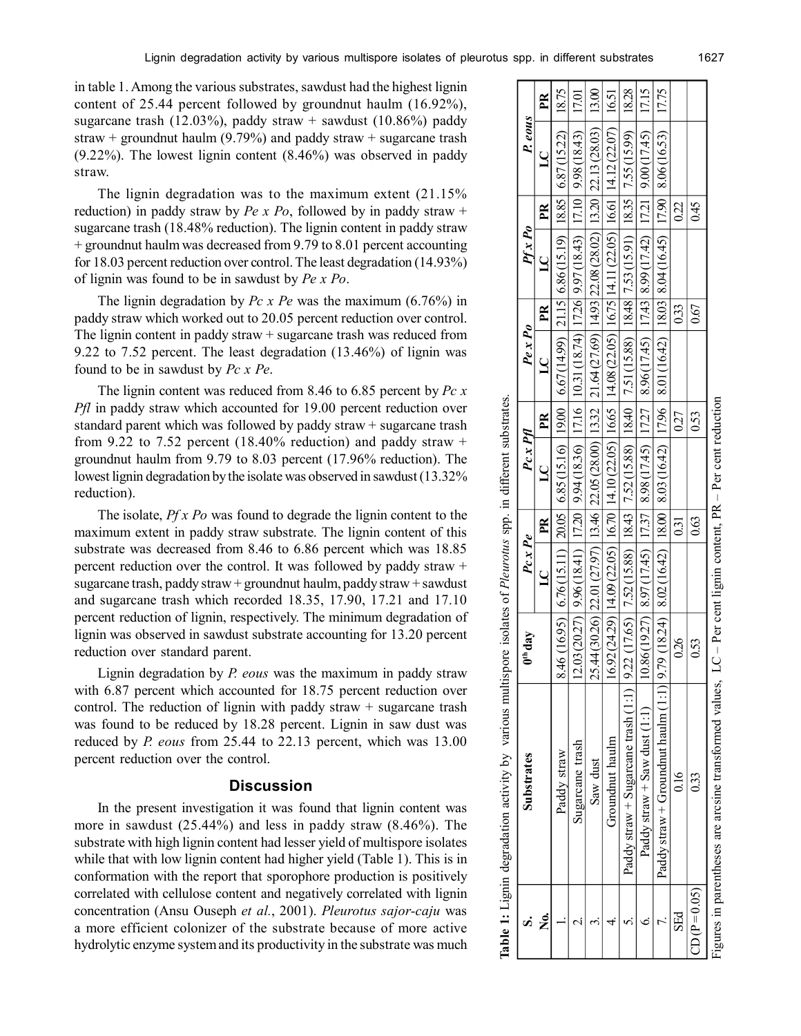in table 1. Among the various substrates, sawdust had the highest lignin content of 25.44 percent followed by groundnut haulm (16.92%), sugarcane trash (12.03%), paddy straw + sawdust (10.86%) paddy straw + groundnut haulm (9.79%) and paddy straw + sugarcane trash (9.22%). The lowest lignin content (8.46%) was observed in paddy straw.

The lignin degradation was to the maximum extent (21.15% reduction) in paddy straw by *Pe x Po*, followed by in paddy straw + sugarcane trash (18.48% reduction). The lignin content in paddy straw + groundnut haulm was decreased from 9.79 to 8.01 percent accounting for 18.03 percent reduction over control. The least degradation (14.93%) of lignin was found to be in sawdust by *Pe x Po*.

The lignin degradation by *Pc x Pe* was the maximum (6.76%) in paddy straw which worked out to 20.05 percent reduction over control. The lignin content in paddy straw + sugarcane trash was reduced from 9.22 to 7.52 percent. The least degradation (13.46%) of lignin was found to be in sawdust by *Pc x Pe*.

The lignin content was reduced from 8.46 to 6.85 percent by *Pc x Pfl* in paddy straw which accounted for 19.00 percent reduction over standard parent which was followed by paddy straw + sugarcane trash from 9.22 to 7.52 percent (18.40% reduction) and paddy straw + groundnut haulm from 9.79 to 8.03 percent (17.96% reduction). The lowest lignin degradation by the isolate was observed in sawdust (13.32% reduction).

The isolate, *Pf x Po* was found to degrade the lignin content to the maximum extent in paddy straw substrate. The lignin content of this substrate was decreased from 8.46 to 6.86 percent which was 18.85 percent reduction over the control. It was followed by paddy straw + sugarcane trash, paddy straw + groundnut haulm, paddy straw + sawdust and sugarcane trash which recorded 18.35, 17.90, 17.21 and 17.10 percent reduction of lignin, respectively. The minimum degradation of lignin was observed in sawdust substrate accounting for 13.20 percent reduction over standard parent.

Lignin degradation by *P. eous* was the maximum in paddy straw with 6.87 percent which accounted for 18.75 percent reduction over control. The reduction of lignin with paddy straw + sugarcane trash was found to be reduced by 18.28 percent. Lignin in saw dust was reduced by *P. eous* from 25.44 to 22.13 percent, which was 13.00 percent reduction over the control.

## Discussion

In the present investigation it was found that lignin content was more in sawdust (25.44%) and less in paddy straw (8.46%). The substrate with high lignin content had lesser yield of multispore isolates while that with low lignin content had higher yield (Table 1). This is in conformation with the report that sporophore production is positively correlated with cellulose content and negatively correlated with lignin concentration (Ansu Ouseph *et al.*, 2001). *Pleurotus sajor-caju* was a more efficient colonizer of the substrate because of more active hydrolytic enzyme system and its productivity in the substrate was much

**Table 1:** Lignin degradation activity by various multispore isolates of *Pleurotus* spp. in different substrates.

| S. No. | Substrates | $0^{th}$ day | *Pc x Pe* | | *Pc x Pfl* | | *Pe x Po* | | *Pf x Po* | | *P. eous* | |
|---|---|---|---|---|---|---|---|---|---|---|---|---|
| | | | LC | PR | LC | PR | LC | PR | LC | PR | LC | PR |
| 1. | Paddy straw | 8.46 (16.95) | 6.76 (15.11) | 20.05 | 6.85 (15.16) | 19.00 | 6.67 (14.99) | 21.15 | 6.86 (15.19) | 18.85 | 6.87 (15.22) | 18.75 |
| 2. | Sugarcane trash | 12.03 (20.27) | 9.96 (18.41) | 17.20 | 9.94 (18.36) | 17.16 | 10.31 (18.74) | 17.26 | 9.97 (18.43) | 17.10 | 9.98 (18.43) | 17.01 |
| 3. | Saw dust | 25.44 (30.26) | 22.01 (27.97) | 13.46 | 22.05 (28.00) | 13.32 | 21.64 (27.69) | 14.93 | 22.08 (28.02) | 13.20 | 22.13 (28.03) | 13.00 |
| 4. | Groundnut haulm | 16.92 (24.29) | 14.09 (22.05) | 16.70 | 14.10 (22.05) | 16.65 | 14.08 (22.05) | 16.75 | 14.11 (22.05) | 16.61 | 14.12 (22.07) | 16.51 |
| 5. | Paddy straw + Sugarcane trash (1:1) | 9.22 (17.65) | 7.52 (15.88) | 18.43 | 7.52 (15.88) | 18.40 | 7.51 (15.88) | 18.48 | 7.53 (15.91) | 18.35 | 7.55 (15.99) | 18.28 |
| 6. | Paddy straw + Saw dust (1:1) | 10.86 (19.27) | 8.97 (17.45) | 17.37 | 8.98 (17.45) | 17.27 | 8.96 (17.45) | 17.43 | 8.99 (17.42) | 17.21 | 9.00 (17.45) | 17.15 |
| 7. | Paddy straw + Groundnut haulm (1:1) | 9.79 (18.24) | 8.02 (16.42) | 18.00 | 8.03 (16.42) | 17.96 | 8.01 (16.42) | 18.03 | 8.04 (16.45) | 17.90 | 8.06 (16.53) | 17.75 |
| SEd | 0.16 | 0.26 | 0.31 | | 0.27 | | 0.33 | | 0.22 | | | |
| CD (P=0.05) | 0.33 | 0.53 | 0.63 | | 0.53 | | 0.67 | | 0.45 | | | |

Figures in parentheses are arcsine transformed values, LC – Per cent lignin content, PR – Per cent reduction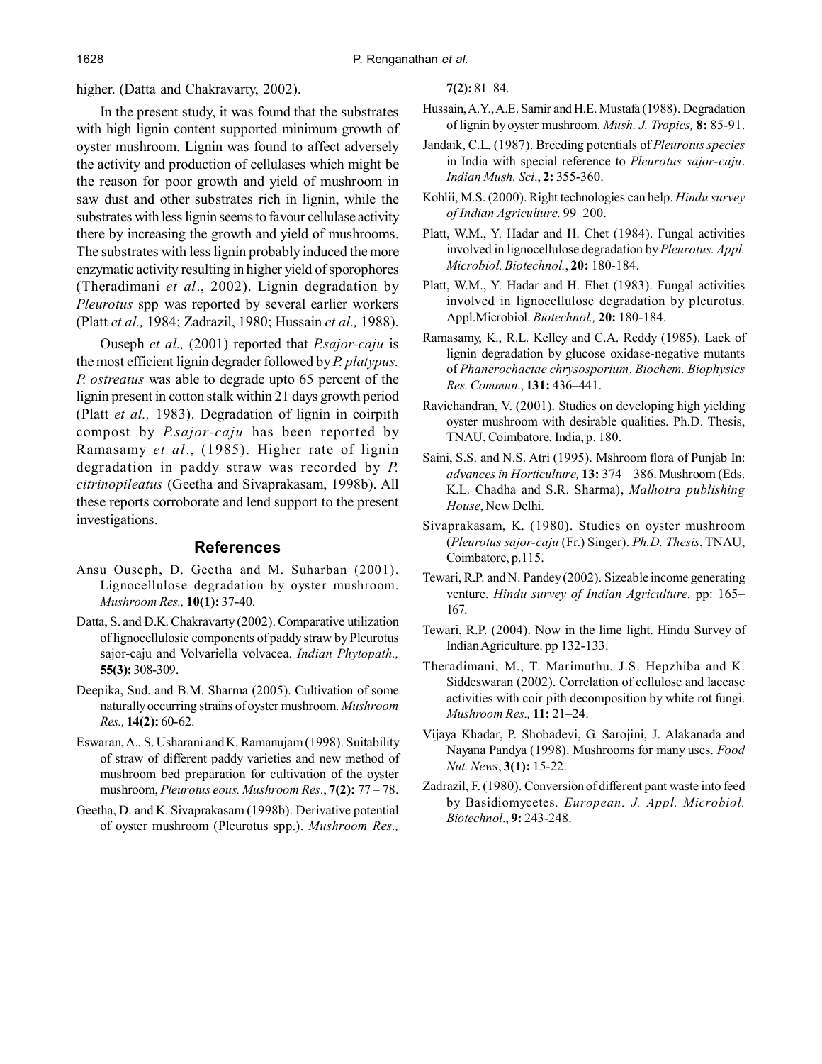higher. (Datta and Chakravarty, 2002).

In the present study, it was found that the substrates with high lignin content supported minimum growth of oyster mushroom. Lignin was found to affect adversely the activity and production of cellulases which might be the reason for poor growth and yield of mushroom in saw dust and other substrates rich in lignin, while the substrates with less lignin seems to favour cellulase activity there by increasing the growth and yield of mushrooms. The substrates with less lignin probably induced the more enzymatic activity resulting in higher yield of sporophores (Theradimani *et al*., 2002). Lignin degradation by *Pleurotus* spp was reported by several earlier workers (Platt *et al.,* 1984; Zadrazil, 1980; Hussain *et al.,* 1988).

Ouseph *et al.,* (2001) reported that *P.sajor-caju* is the most efficient lignin degrader followed by *P. platypus. P. ostreatus* was able to degrade upto 65 percent of the lignin present in cotton stalk within 21 days growth period (Platt *et al.,* 1983). Degradation of lignin in coirpith compost by *P.sajor-caju* has been reported by Ramasamy *et al*., (1985). Higher rate of lignin degradation in paddy straw was recorded by *P. citrinopileatus* (Geetha and Sivaprakasam, 1998b). All these reports corroborate and lend support to the present investigations.

## References

Ansu Ouseph, D. Geetha and M. Suharban (2001). Lignocellulose degradation by oyster mushroom. *Mushroom Res.,* **10(1):** 37-40.

Datta, S. and D.K. Chakravarty (2002). Comparative utilization of lignocellulosic components of paddy straw by Pleurotus sajor-caju and Volvariella volvacea. *Indian Phytopath.,* **55(3):** 308-309.

Deepika, Sud. and B.M. Sharma (2005). Cultivation of some naturally occurring strains of oyster mushroom. *Mushroom Res.,* **14(2):** 60-62.

Eswaran, A., S. Usharani and K. Ramanujam (1998). Suitability of straw of different paddy varieties and new method of mushroom bed preparation for cultivation of the oyster mushroom, *Pleurotus eous. Mushroom Res*., **7(2):** 77 – 78.

Geetha, D. and K. Sivaprakasam (1998b). Derivative potential of oyster mushroom (Pleurotus spp.). *Mushroom Res.,* **7(2):** 81–84.

Hussain, A.Y., A.E. Samir and H.E. Mustafa (1988). Degradation of lignin by oyster mushroom. *Mush. J. Tropics,* **8:** 85-91.

Jandaik, C.L. (1987). Breeding potentials of *Pleurotus species* in India with special reference to *Pleurotus sajor-caju*. *Indian Mush. Sci*., **2:** 355-360.

Kohlii, M.S. (2000). Right technologies can help. *Hindu survey of Indian Agriculture.* 99–200.

Platt, W.M., Y. Hadar and H. Chet (1984). Fungal activities involved in lignocellulose degradation by *Pleurotus. Appl. Microbiol. Biotechnol.*, **20:** 180-184.

Platt, W.M., Y. Hadar and H. Ehet (1983). Fungal activities involved in lignocellulose degradation by pleurotus. Appl.Microbiol. *Biotechnol.,* **20:** 180-184.

Ramasamy, K., R.L. Kelley and C.A. Reddy (1985). Lack of lignin degradation by glucose oxidase-negative mutants of *Phanerochactae chrysosporium*. *Biochem. Biophysics Res. Commun*., **131:** 436–441.

Ravichandran, V. (2001). Studies on developing high yielding oyster mushroom with desirable qualities. Ph.D. Thesis, TNAU, Coimbatore, India, p. 180.

Saini, S.S. and N.S. Atri (1995). Mshroom flora of Punjab In: *advances in Horticulture,* **13:** 374 – 386. Mushroom (Eds. K.L. Chadha and S.R. Sharma), *Malhotra publishing House*, New Delhi.

Sivaprakasam, K. (1980). Studies on oyster mushroom (*Pleurotus sajor-caju* (Fr.) Singer). *Ph.D. Thesis*, TNAU, Coimbatore, p.115.

Tewari, R.P. and N. Pandey (2002). Sizeable income generating venture. *Hindu survey of Indian Agriculture.* pp: 165–167.

Tewari, R.P. (2004). Now in the lime light. Hindu Survey of Indian Agriculture. pp 132-133.

Theradimani, M., T. Marimuthu, J.S. Hepzhiba and K. Siddeswaran (2002). Correlation of cellulose and laccase activities with coir pith decomposition by white rot fungi. *Mushroom Res.,* **11:** 21–24.

Vijaya Khadar, P. Shobadevi, G. Sarojini, J. Alakanada and Nayana Pandya (1998). Mushrooms for many uses. *Food Nut. News*, **3(1):** 15-22.

Zadrazil, F. (1980). Conversion of different pant waste into feed by Basidiomycetes. *European. J. Appl. Microbiol. Biotechnol*., **9:** 243-248.